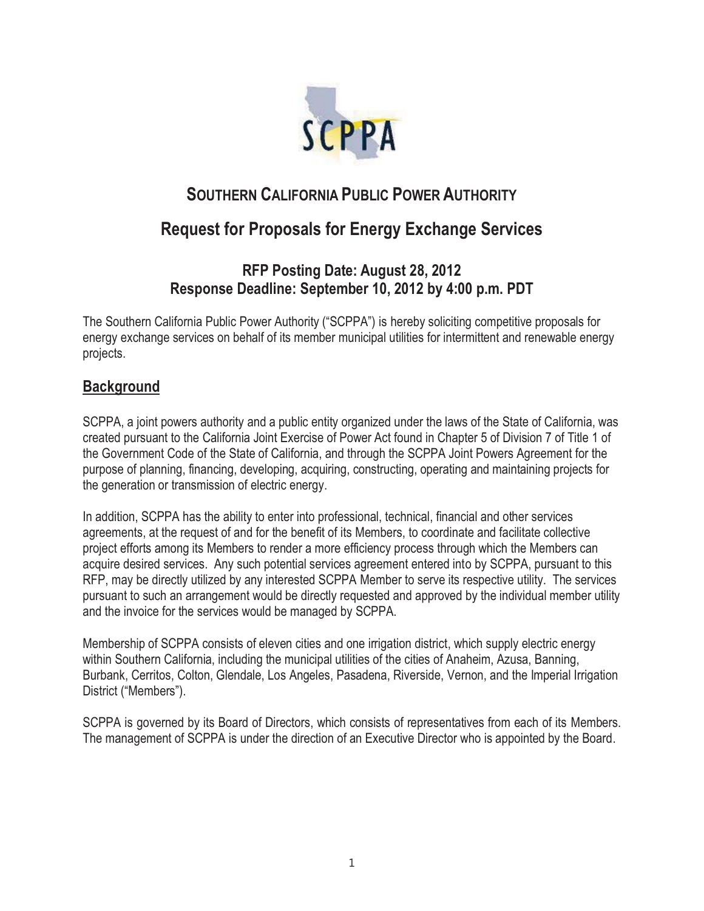SCPPA

# SOUTHERN CALIFORNIA PUBLIC POWER AUTHORITY

# Request for Proposals for Energy Exchange Services

### RFP Posting Date: August 28, 2012
### Response Deadline: September 10, 2012 by 4:00 p.m. PDT

The Southern California Public Power Authority ("SCPPA") is hereby soliciting competitive proposals for energy exchange services on behalf of its member municipal utilities for intermittent and renewable energy projects.

## Background

SCPPA, a joint powers authority and a public entity organized under the laws of the State of California, was created pursuant to the California Joint Exercise of Power Act found in Chapter 5 of Division 7 of Title 1 of the Government Code of the State of California, and through the SCPPA Joint Powers Agreement for the purpose of planning, financing, developing, acquiring, constructing, operating and maintaining projects for the generation or transmission of electric energy.

In addition, SCPPA has the ability to enter into professional, technical, financial and other services agreements, at the request of and for the benefit of its Members, to coordinate and facilitate collective project efforts among its Members to render a more efficiency process through which the Members can acquire desired services. Any such potential services agreement entered into by SCPPA, pursuant to this RFP, may be directly utilized by any interested SCPPA Member to serve its respective utility. The services pursuant to such an arrangement would be directly requested and approved by the individual member utility and the invoice for the services would be managed by SCPPA.

Membership of SCPPA consists of eleven cities and one irrigation district, which supply electric energy within Southern California, including the municipal utilities of the cities of Anaheim, Azusa, Banning, Burbank, Cerritos, Colton, Glendale, Los Angeles, Pasadena, Riverside, Vernon, and the Imperial Irrigation District ("Members").

SCPPA is governed by its Board of Directors, which consists of representatives from each of its Members. The management of SCPPA is under the direction of an Executive Director who is appointed by the Board.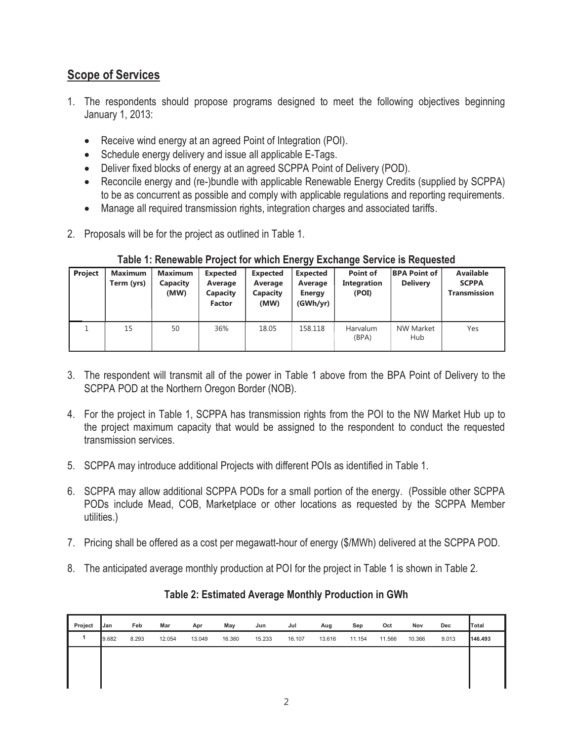## Scope of Services

1. The respondents should propose programs designed to meet the following objectives beginning January 1, 2013:
   - Receive wind energy at an agreed Point of Integration (POI).
   - Schedule energy delivery and issue all applicable E-Tags.
   - Deliver fixed blocks of energy at an agreed SCPPA Point of Delivery (POD).
   - Reconcile energy and (re-)bundle with applicable Renewable Energy Credits (supplied by SCPPA) to be as concurrent as possible and comply with applicable regulations and reporting requirements.
   - Manage all required transmission rights, integration charges and associated tariffs.

2. Proposals will be for the project as outlined in Table 1.

**Table 1: Renewable Project for which Energy Exchange Service is Requested**

| Project | Maximum Term (yrs) | Maximum Capacity (MW) | Expected Average Capacity Factor | Expected Average Capacity (MW) | Expected Average Energy (GWh/yr) | Point of Integration (POI) | BPA Point of Delivery | Available SCPPA Transmission |
|---|---|---|---|---|---|---|---|---|
| 1 | 15 | 50 | 36% | 18.05 | 158.118 | Harvalum (BPA) | NW Market Hub | Yes |

3. The respondent will transmit all of the power in Table 1 above from the BPA Point of Delivery to the SCPPA POD at the Northern Oregon Border (NOB).

4. For the project in Table 1, SCPPA has transmission rights from the POI to the NW Market Hub up to the project maximum capacity that would be assigned to the respondent to conduct the requested transmission services.

5. SCPPA may introduce additional Projects with different POIs as identified in Table 1.

6. SCPPA may allow additional SCPPA PODs for a small portion of the energy. (Possible other SCPPA PODs include Mead, COB, Marketplace or other locations as requested by the SCPPA Member utilities.)

7. Pricing shall be offered as a cost per megawatt-hour of energy ($/MWh) delivered at the SCPPA POD.

8. The anticipated average monthly production at POI for the project in Table 1 is shown in Table 2.

**Table 2: Estimated Average Monthly Production in GWh**

| Project | Jan | Feb | Mar | Apr | May | Jun | Jul | Aug | Sep | Oct | Nov | Dec | Total |
|---|---|---|---|---|---|---|---|---|---|---|---|---|---|
| 1 | 9.682 | 8.293 | 12.054 | 13.049 | 16.360 | 15.233 | 16.107 | 13.616 | 11.154 | 11.566 | 10.366 | 9.013 | **146.493** |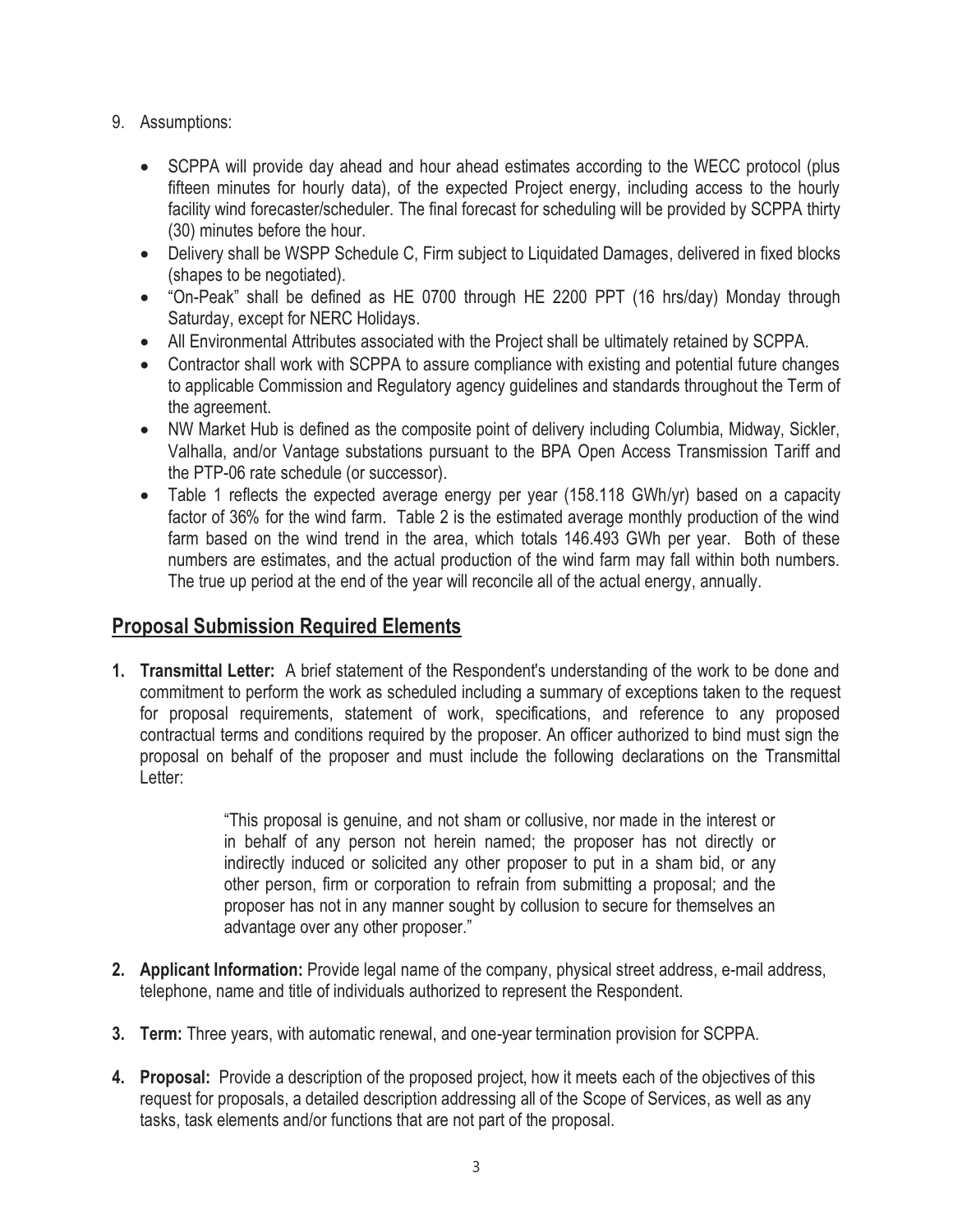9. Assumptions:

   - SCPPA will provide day ahead and hour ahead estimates according to the WECC protocol (plus fifteen minutes for hourly data), of the expected Project energy, including access to the hourly facility wind forecaster/scheduler. The final forecast for scheduling will be provided by SCPPA thirty (30) minutes before the hour.
   - Delivery shall be WSPP Schedule C, Firm subject to Liquidated Damages, delivered in fixed blocks (shapes to be negotiated).
   - "On-Peak" shall be defined as HE 0700 through HE 2200 PPT (16 hrs/day) Monday through Saturday, except for NERC Holidays.
   - All Environmental Attributes associated with the Project shall be ultimately retained by SCPPA.
   - Contractor shall work with SCPPA to assure compliance with existing and potential future changes to applicable Commission and Regulatory agency guidelines and standards throughout the Term of the agreement.
   - NW Market Hub is defined as the composite point of delivery including Columbia, Midway, Sickler, Valhalla, and/or Vantage substations pursuant to the BPA Open Access Transmission Tariff and the PTP-06 rate schedule (or successor).
   - Table 1 reflects the expected average energy per year (158.118 GWh/yr) based on a capacity factor of 36% for the wind farm. Table 2 is the estimated average monthly production of the wind farm based on the wind trend in the area, which totals 146.493 GWh per year. Both of these numbers are estimates, and the actual production of the wind farm may fall within both numbers. The true up period at the end of the year will reconcile all of the actual energy, annually.

## Proposal Submission Required Elements

1. **Transmittal Letter:** A brief statement of the Respondent's understanding of the work to be done and commitment to perform the work as scheduled including a summary of exceptions taken to the request for proposal requirements, statement of work, specifications, and reference to any proposed contractual terms and conditions required by the proposer. An officer authorized to bind must sign the proposal on behalf of the proposer and must include the following declarations on the Transmittal Letter:

   > "This proposal is genuine, and not sham or collusive, nor made in the interest or in behalf of any person not herein named; the proposer has not directly or indirectly induced or solicited any other proposer to put in a sham bid, or any other person, firm or corporation to refrain from submitting a proposal; and the proposer has not in any manner sought by collusion to secure for themselves an advantage over any other proposer."

2. **Applicant Information:** Provide legal name of the company, physical street address, e-mail address, telephone, name and title of individuals authorized to represent the Respondent.

3. **Term:** Three years, with automatic renewal, and one-year termination provision for SCPPA.

4. **Proposal:** Provide a description of the proposed project, how it meets each of the objectives of this request for proposals, a detailed description addressing all of the Scope of Services, as well as any tasks, task elements and/or functions that are not part of the proposal.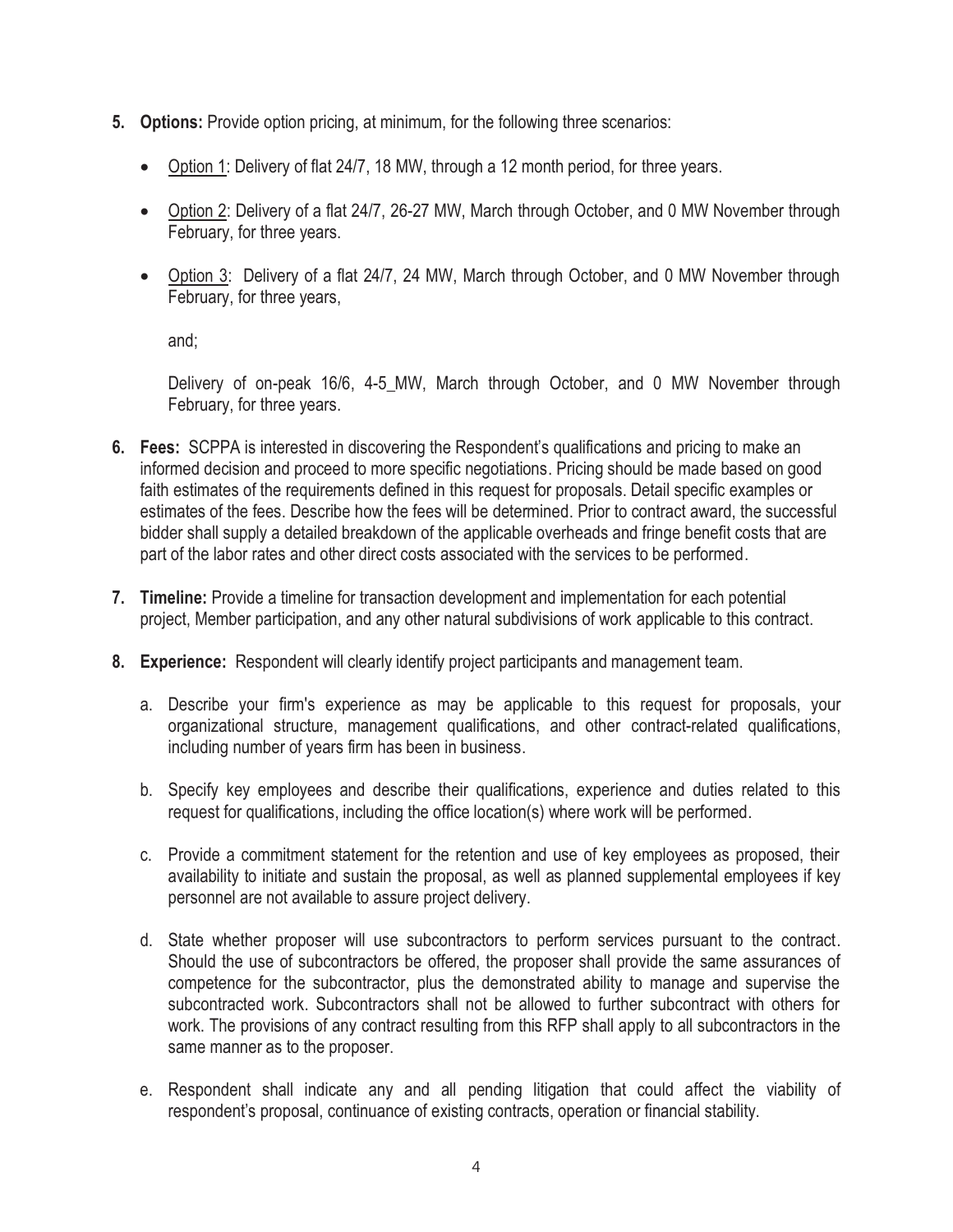5. **Options:** Provide option pricing, at minimum, for the following three scenarios:

   - Option 1: Delivery of flat 24/7, 18 MW, through a 12 month period, for three years.

   - Option 2: Delivery of a flat 24/7, 26-27 MW, March through October, and 0 MW November through February, for three years.

   - Option 3: Delivery of a flat 24/7, 24 MW, March through October, and 0 MW November through February, for three years,

     and;

     Delivery of on-peak 16/6, 4-5_MW, March through October, and 0 MW November through February, for three years.

6. **Fees:** SCPPA is interested in discovering the Respondent's qualifications and pricing to make an informed decision and proceed to more specific negotiations. Pricing should be made based on good faith estimates of the requirements defined in this request for proposals. Detail specific examples or estimates of the fees. Describe how the fees will be determined. Prior to contract award, the successful bidder shall supply a detailed breakdown of the applicable overheads and fringe benefit costs that are part of the labor rates and other direct costs associated with the services to be performed.

7. **Timeline:** Provide a timeline for transaction development and implementation for each potential project, Member participation, and any other natural subdivisions of work applicable to this contract.

8. **Experience:** Respondent will clearly identify project participants and management team.

   a. Describe your firm's experience as may be applicable to this request for proposals, your organizational structure, management qualifications, and other contract-related qualifications, including number of years firm has been in business.

   b. Specify key employees and describe their qualifications, experience and duties related to this request for qualifications, including the office location(s) where work will be performed.

   c. Provide a commitment statement for the retention and use of key employees as proposed, their availability to initiate and sustain the proposal, as well as planned supplemental employees if key personnel are not available to assure project delivery.

   d. State whether proposer will use subcontractors to perform services pursuant to the contract. Should the use of subcontractors be offered, the proposer shall provide the same assurances of competence for the subcontractor, plus the demonstrated ability to manage and supervise the subcontracted work. Subcontractors shall not be allowed to further subcontract with others for work. The provisions of any contract resulting from this RFP shall apply to all subcontractors in the same manner as to the proposer.

   e. Respondent shall indicate any and all pending litigation that could affect the viability of respondent's proposal, continuance of existing contracts, operation or financial stability.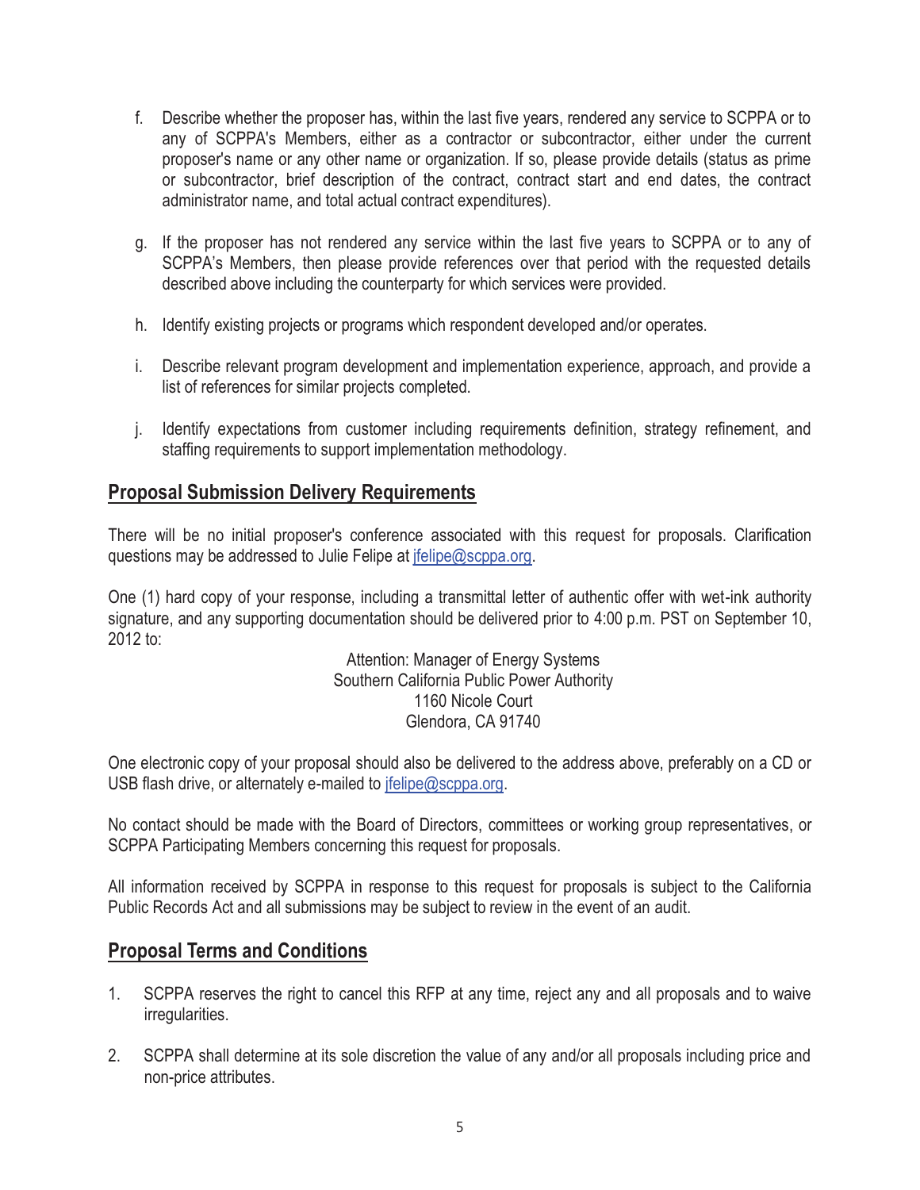f. Describe whether the proposer has, within the last five years, rendered any service to SCPPA or to any of SCPPA's Members, either as a contractor or subcontractor, either under the current proposer's name or any other name or organization. If so, please provide details (status as prime or subcontractor, brief description of the contract, contract start and end dates, the contract administrator name, and total actual contract expenditures).

g. If the proposer has not rendered any service within the last five years to SCPPA or to any of SCPPA's Members, then please provide references over that period with the requested details described above including the counterparty for which services were provided.

h. Identify existing projects or programs which respondent developed and/or operates.

i. Describe relevant program development and implementation experience, approach, and provide a list of references for similar projects completed.

j. Identify expectations from customer including requirements definition, strategy refinement, and staffing requirements to support implementation methodology.

## Proposal Submission Delivery Requirements

There will be no initial proposer's conference associated with this request for proposals. Clarification questions may be addressed to Julie Felipe at jfelipe@scppa.org.

One (1) hard copy of your response, including a transmittal letter of authentic offer with wet-ink authority signature, and any supporting documentation should be delivered prior to 4:00 p.m. PST on September 10, 2012 to:

Attention: Manager of Energy Systems
Southern California Public Power Authority
1160 Nicole Court
Glendora, CA 91740

One electronic copy of your proposal should also be delivered to the address above, preferably on a CD or USB flash drive, or alternately e-mailed to jfelipe@scppa.org.

No contact should be made with the Board of Directors, committees or working group representatives, or SCPPA Participating Members concerning this request for proposals.

All information received by SCPPA in response to this request for proposals is subject to the California Public Records Act and all submissions may be subject to review in the event of an audit.

## Proposal Terms and Conditions

1. SCPPA reserves the right to cancel this RFP at any time, reject any and all proposals and to waive irregularities.

2. SCPPA shall determine at its sole discretion the value of any and/or all proposals including price and non-price attributes.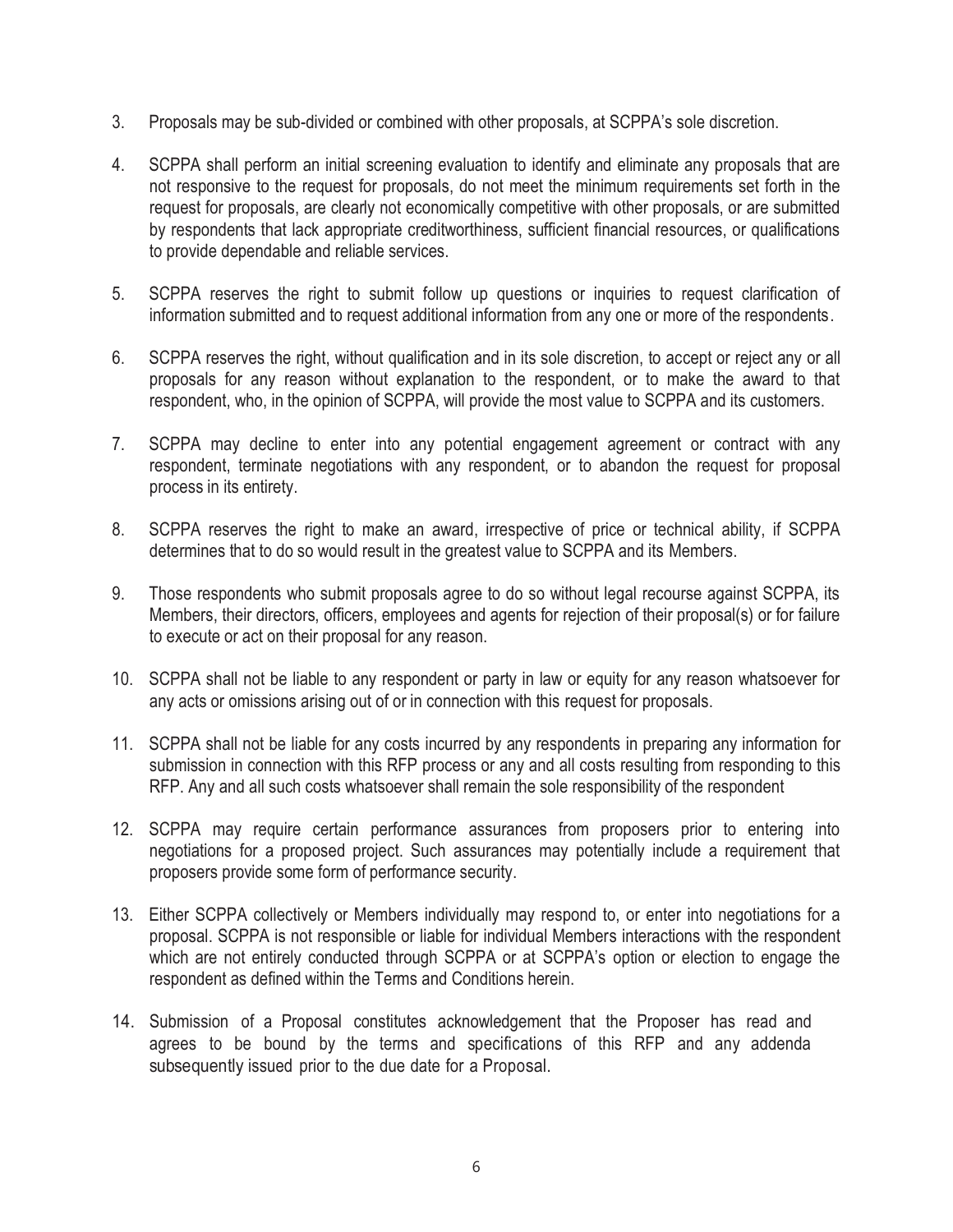3. Proposals may be sub-divided or combined with other proposals, at SCPPA's sole discretion.

4. SCPPA shall perform an initial screening evaluation to identify and eliminate any proposals that are not responsive to the request for proposals, do not meet the minimum requirements set forth in the request for proposals, are clearly not economically competitive with other proposals, or are submitted by respondents that lack appropriate creditworthiness, sufficient financial resources, or qualifications to provide dependable and reliable services.

5. SCPPA reserves the right to submit follow up questions or inquiries to request clarification of information submitted and to request additional information from any one or more of the respondents.

6. SCPPA reserves the right, without qualification and in its sole discretion, to accept or reject any or all proposals for any reason without explanation to the respondent, or to make the award to that respondent, who, in the opinion of SCPPA, will provide the most value to SCPPA and its customers.

7. SCPPA may decline to enter into any potential engagement agreement or contract with any respondent, terminate negotiations with any respondent, or to abandon the request for proposal process in its entirety.

8. SCPPA reserves the right to make an award, irrespective of price or technical ability, if SCPPA determines that to do so would result in the greatest value to SCPPA and its Members.

9. Those respondents who submit proposals agree to do so without legal recourse against SCPPA, its Members, their directors, officers, employees and agents for rejection of their proposal(s) or for failure to execute or act on their proposal for any reason.

10. SCPPA shall not be liable to any respondent or party in law or equity for any reason whatsoever for any acts or omissions arising out of or in connection with this request for proposals.

11. SCPPA shall not be liable for any costs incurred by any respondents in preparing any information for submission in connection with this RFP process or any and all costs resulting from responding to this RFP. Any and all such costs whatsoever shall remain the sole responsibility of the respondent

12. SCPPA may require certain performance assurances from proposers prior to entering into negotiations for a proposed project. Such assurances may potentially include a requirement that proposers provide some form of performance security.

13. Either SCPPA collectively or Members individually may respond to, or enter into negotiations for a proposal. SCPPA is not responsible or liable for individual Members interactions with the respondent which are not entirely conducted through SCPPA or at SCPPA's option or election to engage the respondent as defined within the Terms and Conditions herein.

14. Submission of a Proposal constitutes acknowledgement that the Proposer has read and agrees to be bound by the terms and specifications of this RFP and any addenda subsequently issued prior to the due date for a Proposal.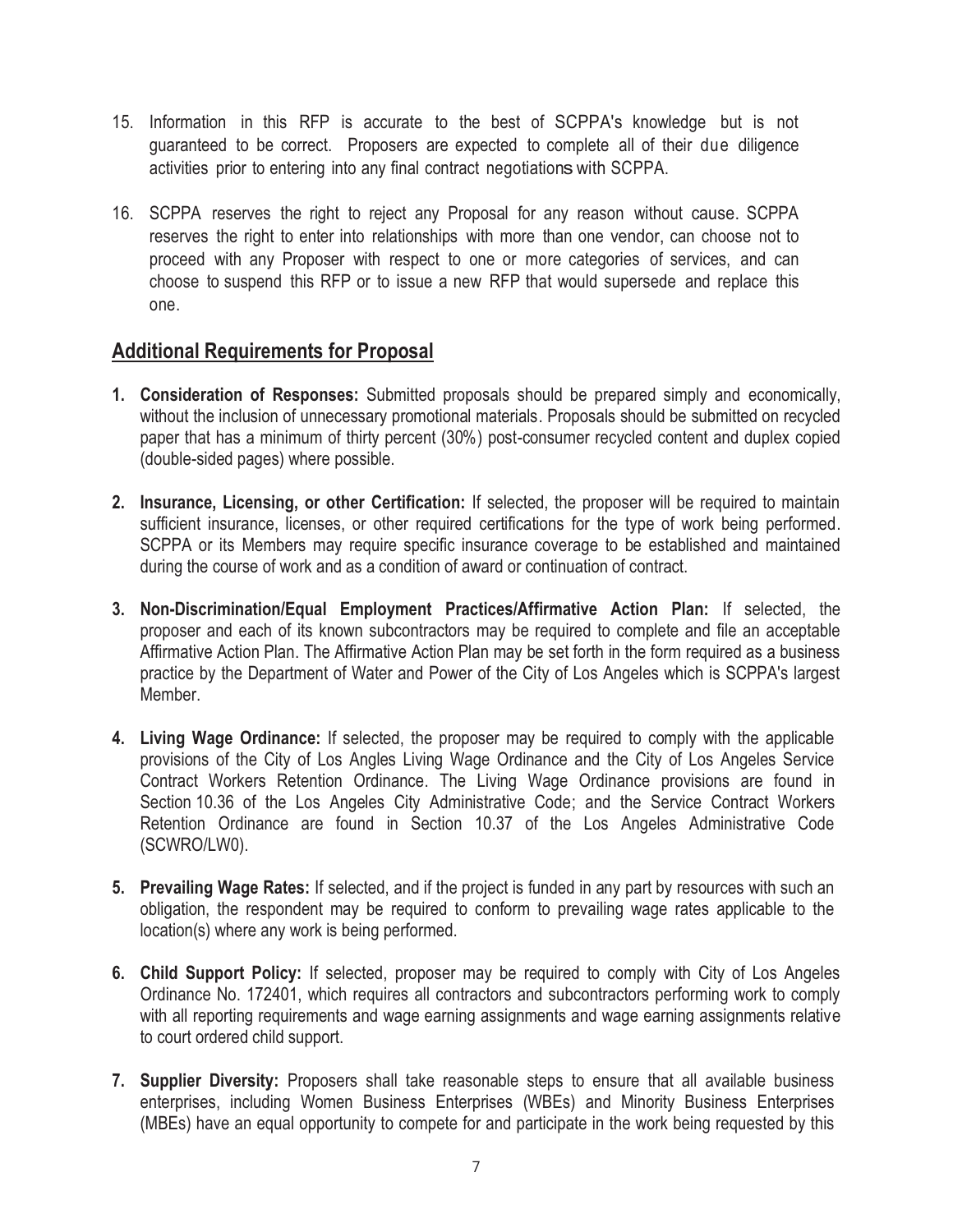15. Information in this RFP is accurate to the best of SCPPA's knowledge but is not guaranteed to be correct. Proposers are expected to complete all of their due diligence activities prior to entering into any final contract negotiations with SCPPA.

16. SCPPA reserves the right to reject any Proposal for any reason without cause. SCPPA reserves the right to enter into relationships with more than one vendor, can choose not to proceed with any Proposer with respect to one or more categories of services, and can choose to suspend this RFP or to issue a new RFP that would supersede and replace this one.

## Additional Requirements for Proposal

1. **Consideration of Responses:** Submitted proposals should be prepared simply and economically, without the inclusion of unnecessary promotional materials. Proposals should be submitted on recycled paper that has a minimum of thirty percent (30%) post-consumer recycled content and duplex copied (double-sided pages) where possible.

2. **Insurance, Licensing, or other Certification:** If selected, the proposer will be required to maintain sufficient insurance, licenses, or other required certifications for the type of work being performed. SCPPA or its Members may require specific insurance coverage to be established and maintained during the course of work and as a condition of award or continuation of contract.

3. **Non-Discrimination/Equal Employment Practices/Affirmative Action Plan:** If selected, the proposer and each of its known subcontractors may be required to complete and file an acceptable Affirmative Action Plan. The Affirmative Action Plan may be set forth in the form required as a business practice by the Department of Water and Power of the City of Los Angeles which is SCPPA's largest Member.

4. **Living Wage Ordinance:** If selected, the proposer may be required to comply with the applicable provisions of the City of Los Angles Living Wage Ordinance and the City of Los Angeles Service Contract Workers Retention Ordinance. The Living Wage Ordinance provisions are found in Section 10.36 of the Los Angeles City Administrative Code; and the Service Contract Workers Retention Ordinance are found in Section 10.37 of the Los Angeles Administrative Code (SCWRO/LW0).

5. **Prevailing Wage Rates:** If selected, and if the project is funded in any part by resources with such an obligation, the respondent may be required to conform to prevailing wage rates applicable to the location(s) where any work is being performed.

6. **Child Support Policy:** If selected, proposer may be required to comply with City of Los Angeles Ordinance No. 172401, which requires all contractors and subcontractors performing work to comply with all reporting requirements and wage earning assignments and wage earning assignments relative to court ordered child support.

7. **Supplier Diversity:** Proposers shall take reasonable steps to ensure that all available business enterprises, including Women Business Enterprises (WBEs) and Minority Business Enterprises (MBEs) have an equal opportunity to compete for and participate in the work being requested by this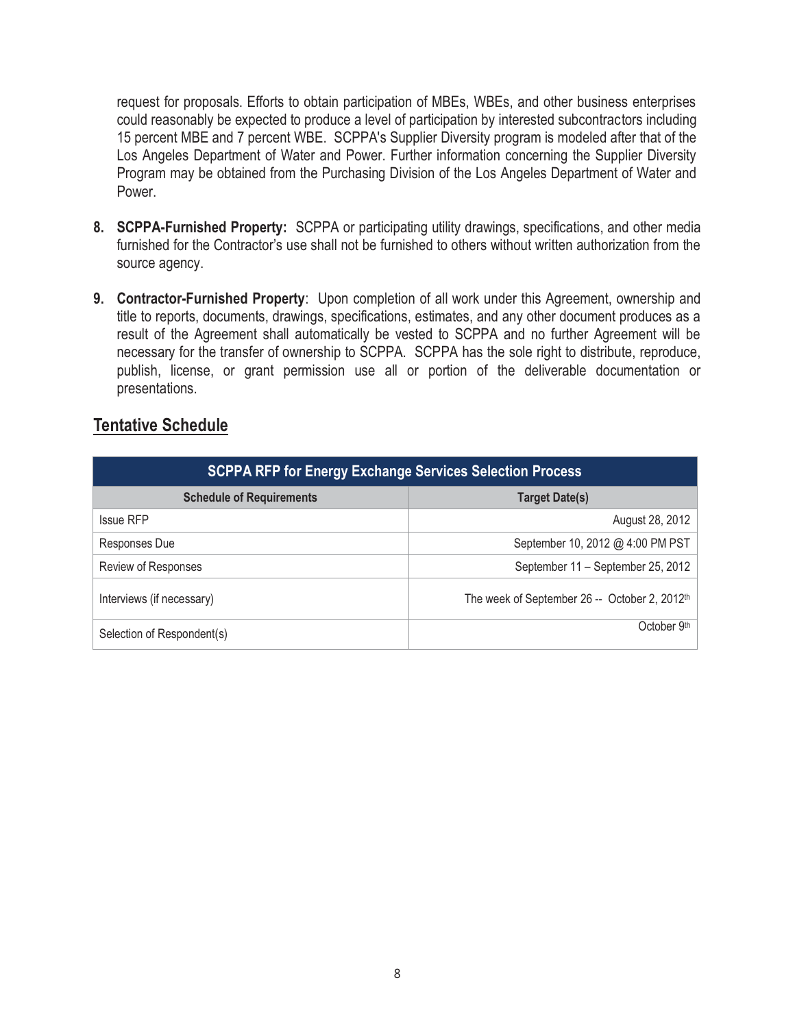request for proposals. Efforts to obtain participation of MBEs, WBEs, and other business enterprises could reasonably be expected to produce a level of participation by interested subcontractors including 15 percent MBE and 7 percent WBE. SCPPA's Supplier Diversity program is modeled after that of the Los Angeles Department of Water and Power. Further information concerning the Supplier Diversity Program may be obtained from the Purchasing Division of the Los Angeles Department of Water and Power.

8. **SCPPA-Furnished Property:** SCPPA or participating utility drawings, specifications, and other media furnished for the Contractor's use shall not be furnished to others without written authorization from the source agency.

9. **Contractor-Furnished Property**: Upon completion of all work under this Agreement, ownership and title to reports, documents, drawings, specifications, estimates, and any other document produces as a result of the Agreement shall automatically be vested to SCPPA and no further Agreement will be necessary for the transfer of ownership to SCPPA. SCPPA has the sole right to distribute, reproduce, publish, license, or grant permission use all or portion of the deliverable documentation or presentations.

## Tentative Schedule

| SCPPA RFP for Energy Exchange Services Selection Process | |
|---|---|
| **Schedule of Requirements** | **Target Date(s)** |
| Issue RFP | August 28, 2012 |
| Responses Due | September 10, 2012 @ 4:00 PM PST |
| Review of Responses | September 11 – September 25, 2012 |
| Interviews (if necessary) | The week of September 26 -- October 2, 2012th |
| Selection of Respondent(s) | October 9th |